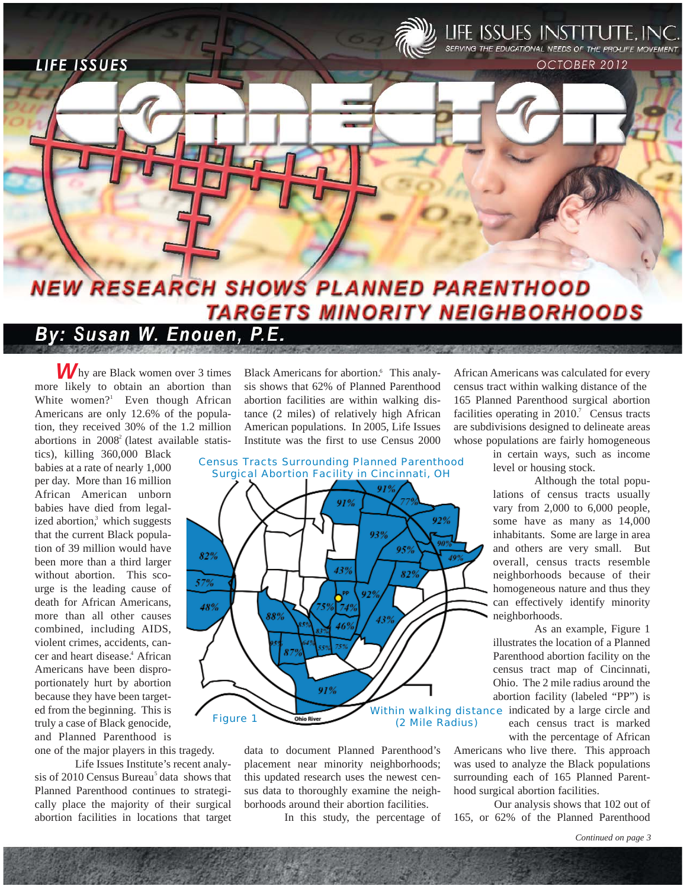LIFE ISSUES INSTITUTE, INC.

SERVING THE EDUCATIONAL NEEDS OF THE PRO-LIFE MOVEMENT

OCTOBER 2012

LIFE ISSUES

# CONNECTOR

## NEW RESEARCH SHOWS PLANNED PARENTHOOD TARGETS MINORITY NEIGHBORHOODS

### By: Susan W. Enouen, P.E.

Why are Black women over 3 times more likely to obtain an abortion than White women?[1] Even though African Americans are only 12.6% of the population, they received 30% of the 1.2 million abortions in 2008[2] (latest available statistics), killing 360,000 Black babies at a rate of nearly 1,000 per day. More than 16 million African American unborn babies have died from legalized abortion,[3] which suggests that the current Black population of 39 million would have been more than a third larger without abortion. This scourge is the leading cause of death for African Americans, more than all other causes combined, including AIDS, violent crimes, accidents, cancer and heart disease.[4] African Americans have been disproportionately hurt by abortion because they have been targeted from the beginning. This is truly a case of Black genocide, and Planned Parenthood is one of the major players in this tragedy.

Life Issues Institute's recent analysis of 2010 Census Bureau[5] data shows that Planned Parenthood continues to strategically place the majority of their surgical abortion facilities in locations that target Black Americans for abortion.[6] This analysis shows that 62% of Planned Parenthood abortion facilities are within walking distance (2 miles) of relatively high African American populations. In 2005, Life Issues Institute was the first to use Census 2000 data to document Planned Parenthood's placement near minority neighborhoods; this updated research uses the newest census data to thoroughly examine the neighborhoods around their abortion facilities.

Census Tracts Surrounding Planned Parenthood Surgical Abortion Facility in Cincinnati, OH

Figure 1

Within walking distance (2 Mile Radius)

In this study, the percentage of African Americans was calculated for every census tract within walking distance of the 165 Planned Parenthood surgical abortion facilities operating in 2010.[7] Census tracts are subdivisions designed to delineate areas whose populations are fairly homogeneous in certain ways, such as income level or housing stock.

Although the total populations of census tracts usually vary from 2,000 to 6,000 people, some have as many as 14,000 inhabitants. Some are large in area and others are very small. But overall, census tracts resemble neighborhoods because of their homogeneous nature and thus they can effectively identify minority neighborhoods.

As an example, Figure 1 illustrates the location of a Planned Parenthood abortion facility on the census tract map of Cincinnati, Ohio. The 2 mile radius around the abortion facility (labeled "PP") is indicated by a large circle and each census tract is marked with the percentage of African Americans who live there. This approach was used to analyze the Black populations surrounding each of 165 Planned Parenthood surgical abortion facilities.

Our analysis shows that 102 out of 165, or 62% of the Planned Parenthood

*Continued on page 3*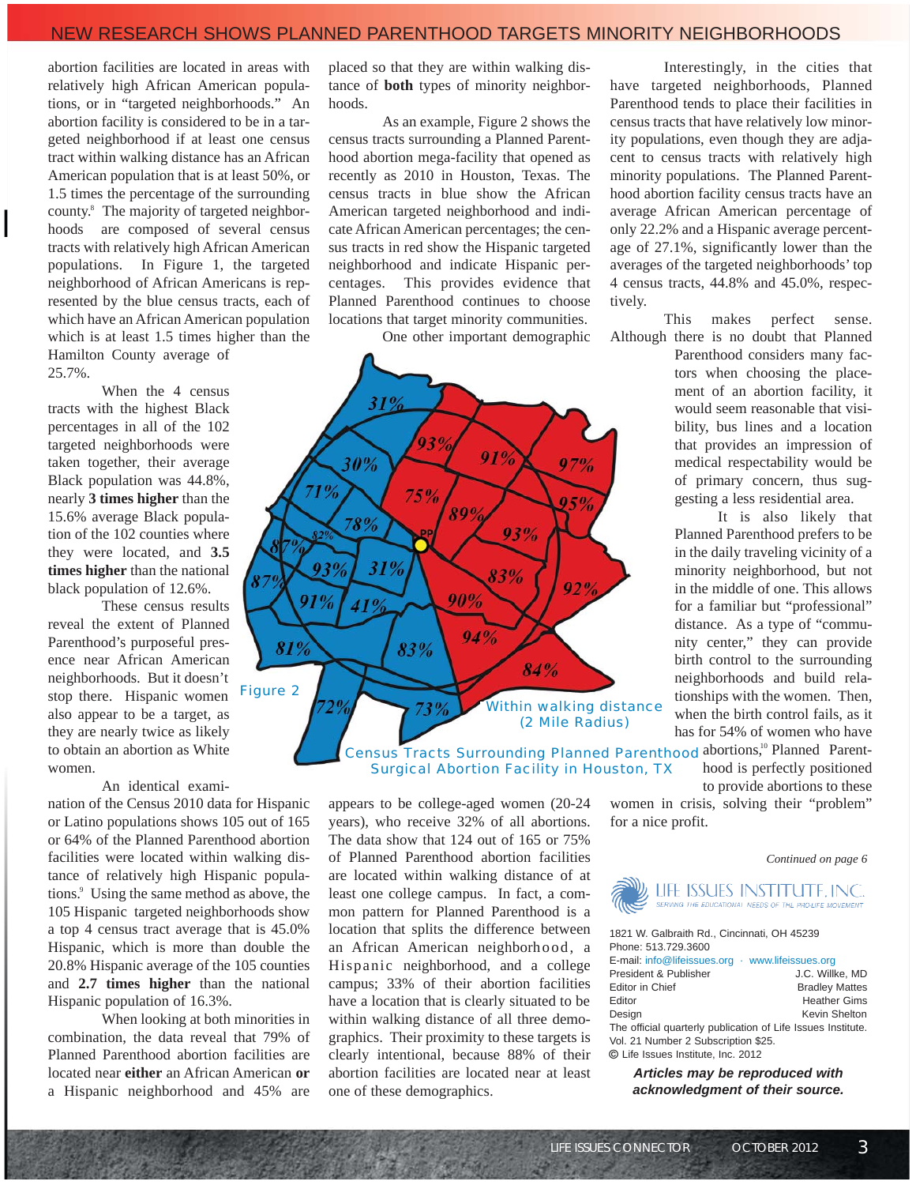## NEW RESEARCH SHOWS PLANNED PARENTHOOD TARGETS MINORITY NEIGHBORHOODS

abortion facilities are located in areas with relatively high African American populations, or in "targeted neighborhoods." An abortion facility is considered to be in a targeted neighborhood if at least one census tract within walking distance has an African American population that is at least 50%, or 1.5 times the percentage of the surrounding county.[8] The majority of targeted neighborhoods are composed of several census tracts with relatively high African American populations. In Figure 1, the targeted neighborhood of African Americans is represented by the blue census tracts, each of which have an African American population which is at least 1.5 times higher than the Hamilton County average of 25.7%.

When the 4 census tracts with the highest Black percentages in all of the 102 targeted neighborhoods were taken together, their average Black population was 44.8%, nearly **3 times higher** than the 15.6% average Black population of the 102 counties where they were located, and **3.5 times higher** than the national black population of 12.6%.

These census results reveal the extent of Planned Parenthood's purposeful presence near African American neighborhoods. But it doesn't stop there. Hispanic women also appear to be a target, as they are nearly twice as likely to obtain an abortion as White women.

An identical examination of the Census 2010 data for Hispanic or Latino populations shows 105 out of 165 or 64% of the Planned Parenthood abortion facilities were located within walking distance of relatively high Hispanic populations.[9] Using the same method as above, the 105 Hispanic targeted neighborhoods show a top 4 census tract average that is 45.0% Hispanic, which is more than double the 20.8% Hispanic average of the 105 counties and **2.7 times higher** than the national Hispanic population of 16.3%.

When looking at both minorities in combination, the data reveal that 79% of Planned Parenthood abortion facilities are located near **either** an African American **or** a Hispanic neighborhood and 45% are placed so that they are within walking distance of **both** types of minority neighborhoods.

As an example, Figure 2 shows the census tracts surrounding a Planned Parenthood abortion mega-facility that opened as recently as 2010 in Houston, Texas. The census tracts in blue show the African American targeted neighborhood and indicate African American percentages; the census tracts in red show the Hispanic targeted neighborhood and indicate Hispanic percentages. This provides evidence that Planned Parenthood continues to choose locations that target minority communities.

One other important demographic appears to be college-aged women (20-24 years), who receive 32% of all abortions. The data show that 124 out of 165 or 75% of Planned Parenthood abortion facilities are located within walking distance of at least one college campus. In fact, a common pattern for Planned Parenthood is a location that splits the difference between an African American neighborhood, a Hispanic neighborhood, and a college campus; 33% of their abortion facilities have a location that is clearly situated to be within walking distance of all three demographics. Their proximity to these targets is clearly intentional, because 88% of their abortion facilities are located near at least one of these demographics.

Figure 2

Census Tracts Surrounding Planned Parenthood Surgical Abortion Facility in Houston, TX

Interestingly, in the cities that have targeted neighborhoods, Planned Parenthood tends to place their facilities in census tracts that have relatively low minority populations, even though they are adjacent to census tracts with relatively high minority populations. The Planned Parenthood abortion facility census tracts have an average African American percentage of only 22.2% and a Hispanic average percentage of 27.1%, significantly lower than the averages of the targeted neighborhoods' top 4 census tracts, 44.8% and 45.0%, respectively.

This makes perfect sense. Although there is no doubt that Planned Parenthood considers many factors when choosing the placement of an abortion facility, it would seem reasonable that visibility, bus lines and a location that provides an impression of medical respectability would be of primary concern, thus suggesting a less residential area.

It is also likely that Planned Parenthood prefers to be in the daily traveling vicinity of a minority neighborhood, but not in the middle of one. This allows for a familiar but "professional" distance. As a type of "community center," they can provide birth control to the surrounding neighborhoods and build relationships with the women. Then, when the birth control fails, as it has for 54% of women who have abortions,[10] Planned Parenthood is perfectly positioned to provide abortions to these women in crisis, solving their "problem" for a nice profit.

*Continued on page 6*

LIFE ISSUES INSTITUTE, INC.
SERVING THE EDUCATIONAL NEEDS OF THE PRO-LIFE MOVEMENT

1821 W. Galbraith Rd., Cincinnati, OH 45239
Phone: 513.729.3600
E-mail: info@lifeissues.org · www.lifeissues.org

| | |
|---|---|
| President & Publisher | J.C. Willke, MD |
| Editor in Chief | Bradley Mattes |
| Editor | Heather Gims |
| Design | Kevin Shelton |

The official quarterly publication of Life Issues Institute.
Vol. 21 Number 2 Subscription $25.
© Life Issues Institute, Inc. 2012

***Articles may be reproduced with acknowledgment of their source.***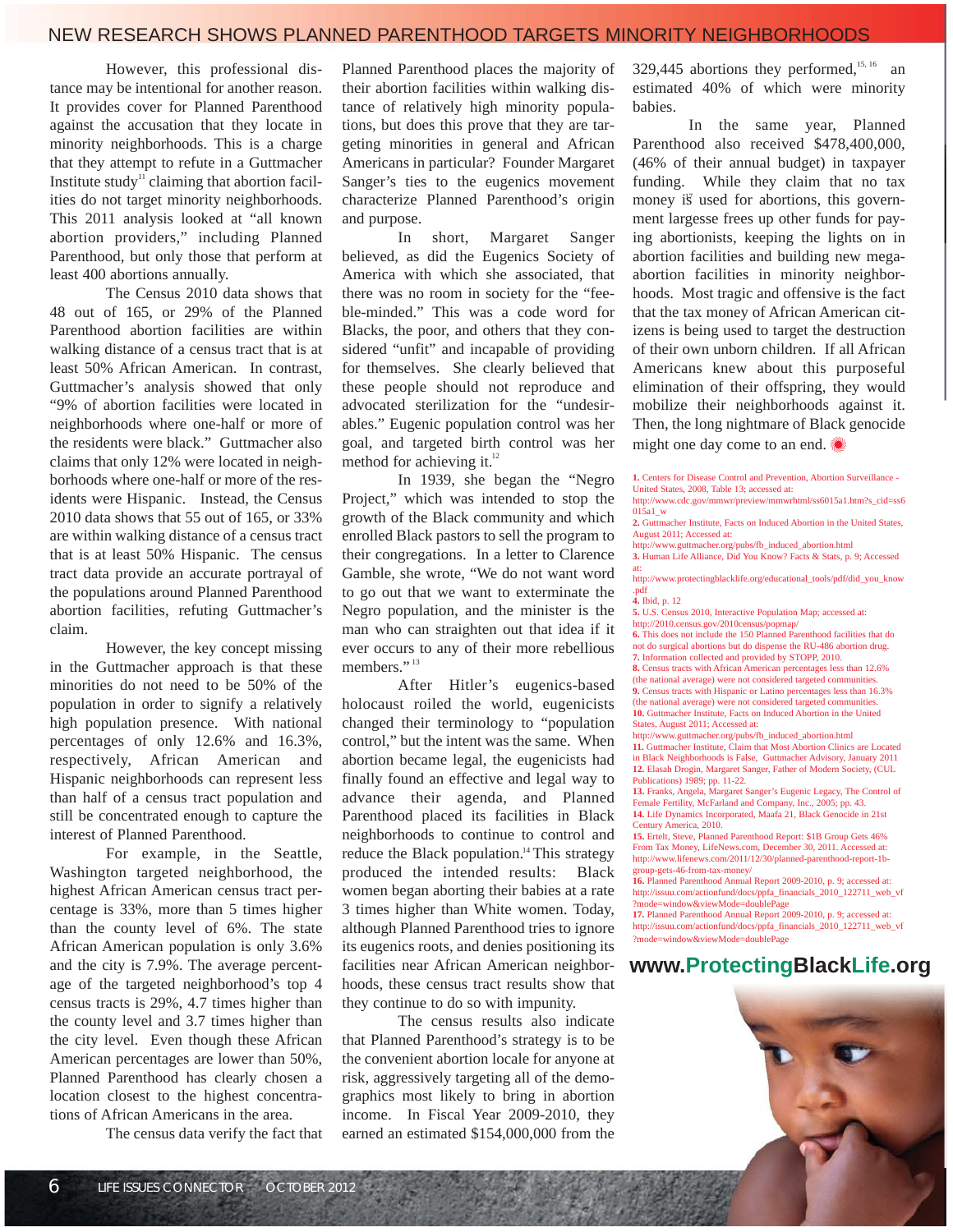However, this professional distance may be intentional for another reason. It provides cover for Planned Parenthood against the accusation that they locate in minority neighborhoods. This is a charge that they attempt to refute in a Guttmacher Institute study[11] claiming that abortion facilities do not target minority neighborhoods. This 2011 analysis looked at "all known abortion providers," including Planned Parenthood, but only those that perform at least 400 abortions annually.

The Census 2010 data shows that 48 out of 165, or 29% of the Planned Parenthood abortion facilities are within walking distance of a census tract that is at least 50% African American. In contrast, Guttmacher's analysis showed that only "9% of abortion facilities were located in neighborhoods where one-half or more of the residents were black." Guttmacher also claims that only 12% were located in neighborhoods where one-half or more of the residents were Hispanic. Instead, the Census 2010 data shows that 55 out of 165, or 33% are within walking distance of a census tract that is at least 50% Hispanic. The census tract data provide an accurate portrayal of the populations around Planned Parenthood abortion facilities, refuting Guttmacher's claim.

However, the key concept missing in the Guttmacher approach is that these minorities do not need to be 50% of the population in order to signify a relatively high population presence. With national percentages of only 12.6% and 16.3%, respectively, African American and Hispanic neighborhoods can represent less than half of a census tract population and still be concentrated enough to capture the interest of Planned Parenthood.

For example, in the Seattle, Washington targeted neighborhood, the highest African American census tract percentage is 33%, more than 5 times higher than the county level of 6%. The state African American population is only 3.6% and the city is 7.9%. The average percentage of the targeted neighborhood's top 4 census tracts is 29%, 4.7 times higher than the county level and 3.7 times higher than the city level. Even though these African American percentages are lower than 50%, Planned Parenthood has clearly chosen a location closest to the highest concentrations of African Americans in the area.

The census data verify the fact that Planned Parenthood places the majority of their abortion facilities within walking distance of relatively high minority populations, but does this prove that they are targeting minorities in general and African Americans in particular? Founder Margaret Sanger's ties to the eugenics movement characterize Planned Parenthood's origin and purpose.

In short, Margaret Sanger believed, as did the Eugenics Society of America with which she associated, that there was no room in society for the "feeble-minded." This was a code word for Blacks, the poor, and others that they considered "unfit" and incapable of providing for themselves. She clearly believed that these people should not reproduce and advocated sterilization for the "undesirables." Eugenic population control was her goal, and targeted birth control was her method for achieving it.[12]

In 1939, she began the "Negro Project," which was intended to stop the growth of the Black community and which enrolled Black pastors to sell the program to their congregations. In a letter to Clarence Gamble, she wrote, "We do not want word to go out that we want to exterminate the Negro population, and the minister is the man who can straighten out that idea if it ever occurs to any of their more rebellious members." [13]

After Hitler's eugenics-based holocaust roiled the world, eugenicists changed their terminology to "population control," but the intent was the same. When abortion became legal, the eugenicists had finally found an effective and legal way to advance their agenda, and Planned Parenthood placed its facilities in Black neighborhoods to continue to control and reduce the Black population.[14] This strategy produced the intended results: Black women began aborting their babies at a rate 3 times higher than White women. Today, although Planned Parenthood tries to ignore its eugenics roots, and denies positioning its facilities near African American neighborhoods, these census tract results show that they continue to do so with impunity.

The census results also indicate that Planned Parenthood's strategy is to be the convenient abortion locale for anyone at risk, aggressively targeting all of the demographics most likely to bring in abortion income. In Fiscal Year 2009-2010, they earned an estimated $154,000,000 from the 329,445 abortions they performed,[15, 16] an estimated 40% of which were minority babies.

In the same year, Planned Parenthood also received $478,400,000, (46% of their annual budget) in taxpayer funding. While they claim that no tax money is[17] used for abortions, this government largesse frees up other funds for paying abortionists, keeping the lights on in abortion facilities and building new mega-abortion facilities in minority neighborhoods. Most tragic and offensive is the fact that the tax money of African American citizens is being used to target the destruction of their own unborn children. If all African Americans knew about this purposeful elimination of their offspring, they would mobilize their neighborhoods against it. Then, the long nightmare of Black genocide might one day come to an end.

1. Centers for Disease Control and Prevention, Abortion Surveillance - United States, 2008, Table 13; accessed at: http://www.cdc.gov/mmwr/preview/mmwrhtml/ss6015a1.htm?s_cid=ss6015a1_w
2. Guttmacher Institute, Facts on Induced Abortion in the United States, August 2011; Accessed at: http://www.guttmacher.org/pubs/fb_induced_abortion.html
3. Human Life Alliance, Did You Know? Facts & Stats, p. 9; Accessed at: http://www.protectingblacklife.org/educational_tools/pdf/did_you_know.pdf
4. Ibid, p. 12
5. U.S. Census 2010, Interactive Population Map; accessed at: http://2010.census.gov/2010census/popmap/
6. This does not include the 150 Planned Parenthood facilities that do not do surgical abortions but do dispense the RU-486 abortion drug.
7. Information collected and provided by STOPP, 2010.
8. Census tracts with African American percentages less than 12.6% (the national average) were not considered targeted communities.
9. Census tracts with Hispanic or Latino percentages less than 16.3% (the national average) were not considered targeted communities.
10. Guttmacher Institute, Facts on Induced Abortion in the United States, August 2011; Accessed at: http://www.guttmacher.org/pubs/fb_induced_abortion.html
11. Guttmacher Institute, Claim that Most Abortion Clinics are Located in Black Neighborhoods is False, Guttmacher Advisory, January 2011
12. Elasah Drogin, Margaret Sanger, Father of Modern Society, (CUL Publications) 1989; pp. 11-22.
13. Franks, Angela, Margaret Sanger's Eugenic Legacy, The Control of Female Fertility, McFarland and Company, Inc., 2005; pp. 43.
14. Life Dynamics Incorporated, Maafa 21, Black Genocide in 21st Century America, 2010.
15. Ertelt, Steve, Planned Parenthood Report: $1B Group Gets 46% From Tax Money, LifeNews.com, December 30, 2011. Accessed at: http://www.lifenews.com/2011/12/30/planned-parenthood-report-1b-group-gets-46-from-tax-money/
16. Planned Parenthood Annual Report 2009-2010, p. 9; accessed at: http://issuu.com/actionfund/docs/ppfa_financials_2010_122711_web_vf?mode=window&viewMode=doublePage
17. Planned Parenthood Annual Report 2009-2010, p. 9; accessed at: http://issuu.com/actionfund/docs/ppfa_financials_2010_122711_web_vf?mode=window&viewMode=doublePage

**www.ProtectingBlackLife.org**